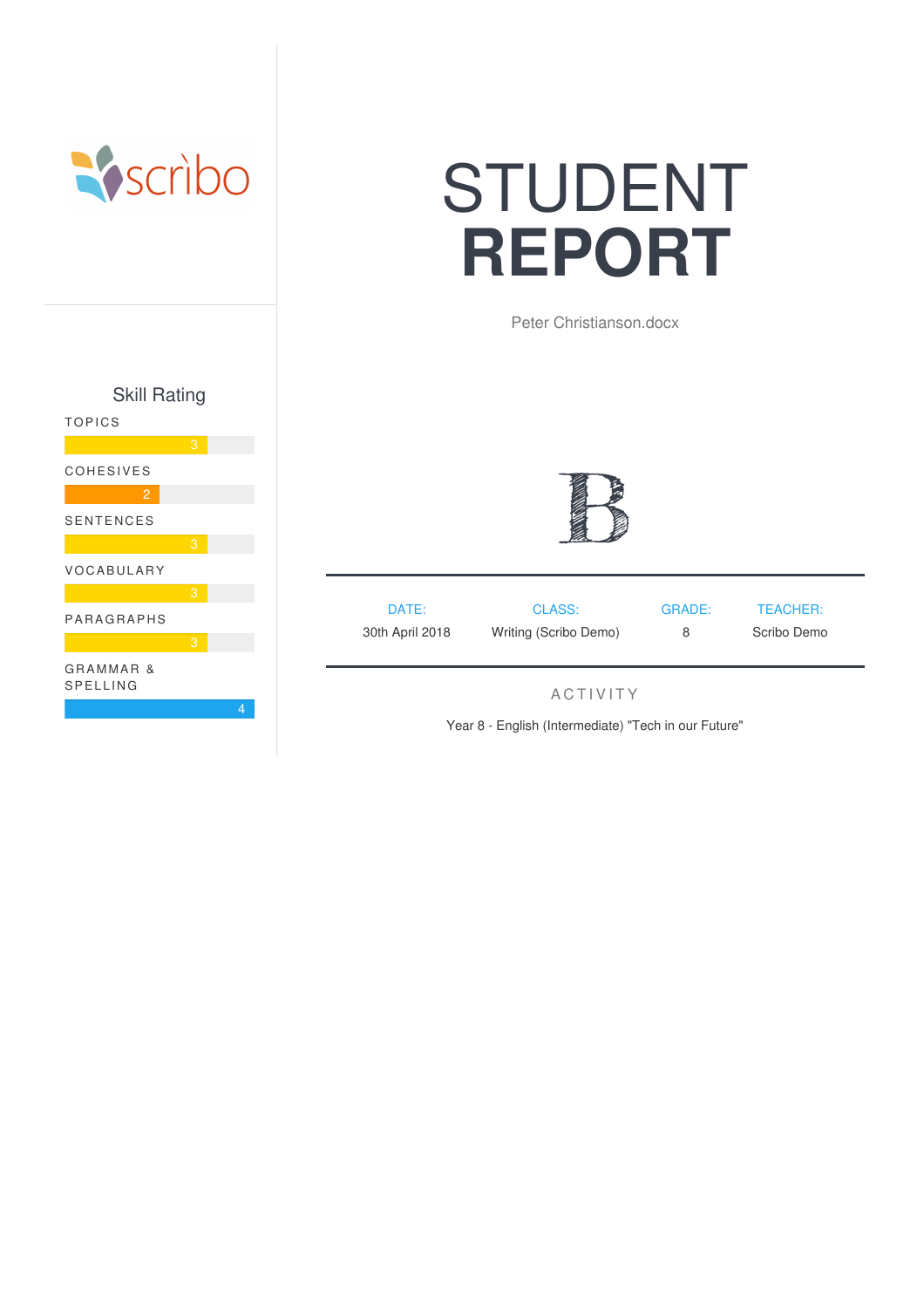scribo

# STUDENT **REPORT**

Peter Christianson.docx

## Skill Rating

| Skill | Rating |
|---|---|
| TOPICS | 3 |
| COHESIVES | 2 |
| SENTENCES | 3 |
| VOCABULARY | 3 |
| PARAGRAPHS | 3 |
| GRAMMAR & SPELLING | 4 |

# B

| DATE: | CLASS: | GRADE: | TEACHER: |
|---|---|---|---|
| 30th April 2018 | Writing (Scribo Demo) | 8 | Scribo Demo |

## ACTIVITY

Year 8 - English (Intermediate) "Tech in our Future"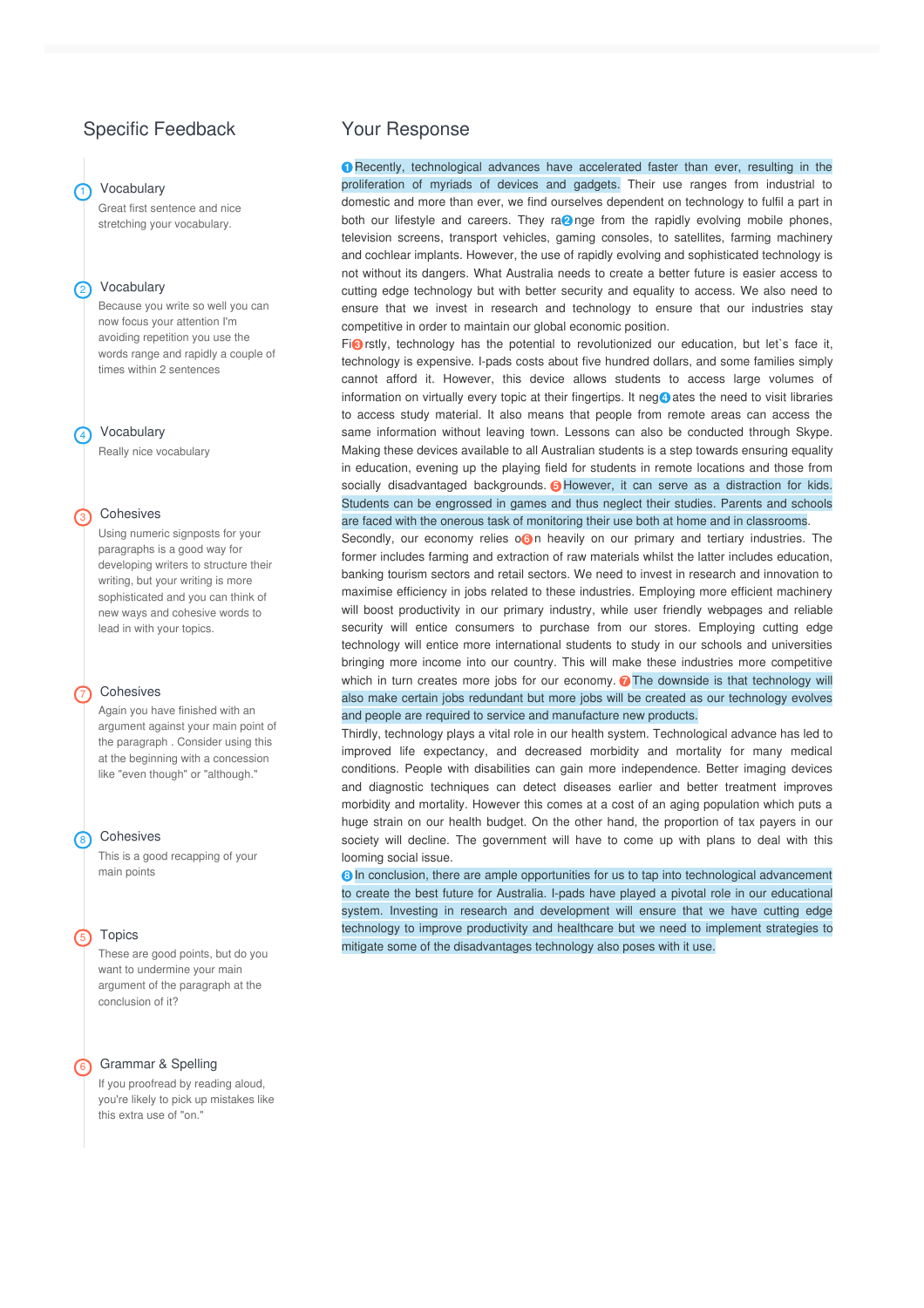## Specific Feedback

**1 Vocabulary**

Great first sentence and nice stretching your vocabulary.

**2 Vocabulary**

Because you write so well you can now focus your attention I'm avoiding repetition you use the words range and rapidly a couple of times within 2 sentences

**4 Vocabulary**

Really nice vocabulary

**3 Cohesives**

Using numeric signposts for your paragraphs is a good way for developing writers to structure their writing, but your writing is more sophisticated and you can think of new ways and cohesive words to lead in with your topics.

**7 Cohesives**

Again you have finished with an argument against your main point of the paragraph . Consider using this at the beginning with a concession like "even though" or "although."

**8 Cohesives**

This is a good recapping of your main points

**5 Topics**

These are good points, but do you want to undermine your main argument of the paragraph at the conclusion of it?

**6 Grammar & Spelling**

If you proofread by reading aloud, you're likely to pick up mistakes like this extra use of "on."

## Your Response

(1) Recently, technological advances have accelerated faster than ever, resulting in the proliferation of myriads of devices and gadgets. Their use ranges from industrial to domestic and more than ever, we find ourselves dependent on technology to fulfil a part in both our lifestyle and careers. They ra(2)nge from the rapidly evolving mobile phones, television screens, transport vehicles, gaming consoles, to satellites, farming machinery and cochlear implants. However, the use of rapidly evolving and sophisticated technology is not without its dangers. What Australia needs to create a better future is easier access to cutting edge technology but with better security and equality to access. We also need to ensure that we invest in research and technology to ensure that our industries stay competitive in order to maintain our global economic position.

Fi(3)rstly, technology has the potential to revolutionized our education, but let`s face it, technology is expensive. I-pads costs about five hundred dollars, and some families simply cannot afford it. However, this device allows students to access large volumes of information on virtually every topic at their fingertips. It neg(4)ates the need to visit libraries to access study material. It also means that people from remote areas can access the same information without leaving town. Lessons can also be conducted through Skype. Making these devices available to all Australian students is a step towards ensuring equality in education, evening up the playing field for students in remote locations and those from socially disadvantaged backgrounds. (5) However, it can serve as a distraction for kids. Students can be engrossed in games and thus neglect their studies. Parents and schools are faced with the onerous task of monitoring their use both at home and in classrooms.

Secondly, our economy relies o(6)n heavily on our primary and tertiary industries. The former includes farming and extraction of raw materials whilst the latter includes education, banking tourism sectors and retail sectors. We need to invest in research and innovation to maximise efficiency in jobs related to these industries. Employing more efficient machinery will boost productivity in our primary industry, while user friendly webpages and reliable security will entice consumers to purchase from our stores. Employing cutting edge technology will entice more international students to study in our schools and universities bringing more income into our country. This will make these industries more competitive which in turn creates more jobs for our economy. (7) The downside is that technology will also make certain jobs redundant but more jobs will be created as our technology evolves and people are required to service and manufacture new products.

Thirdly, technology plays a vital role in our health system. Technological advance has led to improved life expectancy, and decreased morbidity and mortality for many medical conditions. People with disabilities can gain more independence. Better imaging devices and diagnostic techniques can detect diseases earlier and better treatment improves morbidity and mortality. However this comes at a cost of an aging population which puts a huge strain on our health budget. On the other hand, the proportion of tax payers in our society will decline. The government will have to come up with plans to deal with this looming social issue.

(8) In conclusion, there are ample opportunities for us to tap into technological advancement to create the best future for Australia. I-pads have played a pivotal role in our educational system. Investing in research and development will ensure that we have cutting edge technology to improve productivity and healthcare but we need to implement strategies to mitigate some of the disadvantages technology also poses with it use.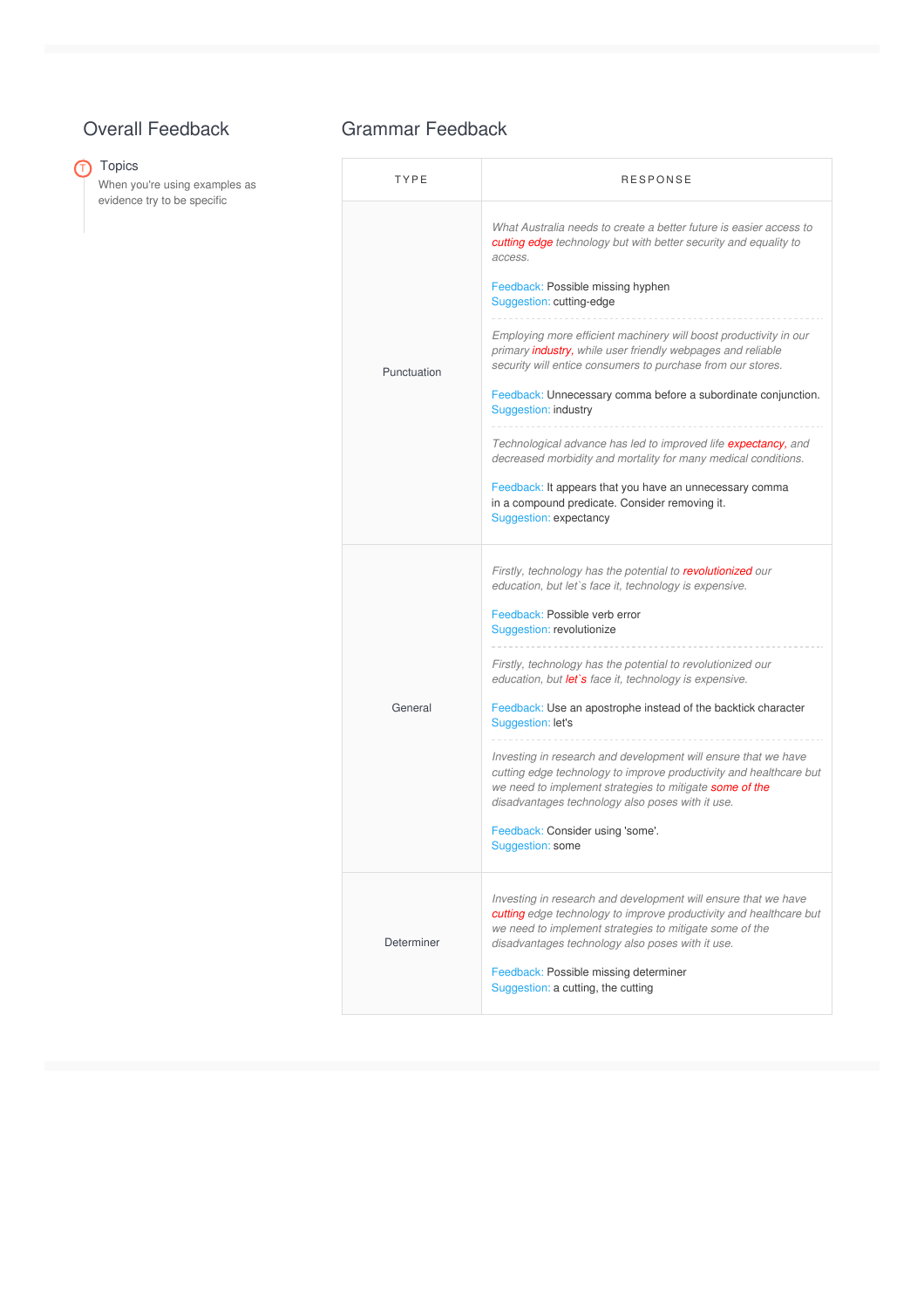## Overall Feedback

**Topics**

When you're using examples as evidence try to be specific

## Grammar Feedback

| TYPE | RESPONSE |
|---|---|
| Punctuation | *What Australia needs to create a better future is easier access to cutting edge technology but with better security and equality to access.*<br><br>Feedback: Possible missing hyphen<br>Suggestion: cutting-edge |
| | *Employing more efficient machinery will boost productivity in our primary industry, while user friendly webpages and reliable security will entice consumers to purchase from our stores.*<br><br>Feedback: Unnecessary comma before a subordinate conjunction.<br>Suggestion: industry |
| | *Technological advance has led to improved life expectancy, and decreased morbidity and mortality for many medical conditions.*<br><br>Feedback: It appears that you have an unnecessary comma in a compound predicate. Consider removing it.<br>Suggestion: expectancy |
| General | *Firstly, technology has the potential to revolutionized our education, but let`s face it, technology is expensive.*<br><br>Feedback: Possible verb error<br>Suggestion: revolutionize |
| | *Firstly, technology has the potential to revolutionized our education, but let`s face it, technology is expensive.*<br><br>Feedback: Use an apostrophe instead of the backtick character<br>Suggestion: let's |
| | *Investing in research and development will ensure that we have cutting edge technology to improve productivity and healthcare but we need to implement strategies to mitigate some of the disadvantages technology also poses with it use.*<br><br>Feedback: Consider using 'some'.<br>Suggestion: some |
| Determiner | *Investing in research and development will ensure that we have cutting edge technology to improve productivity and healthcare but we need to implement strategies to mitigate some of the disadvantages technology also poses with it use.*<br><br>Feedback: Possible missing determiner<br>Suggestion: a cutting, the cutting |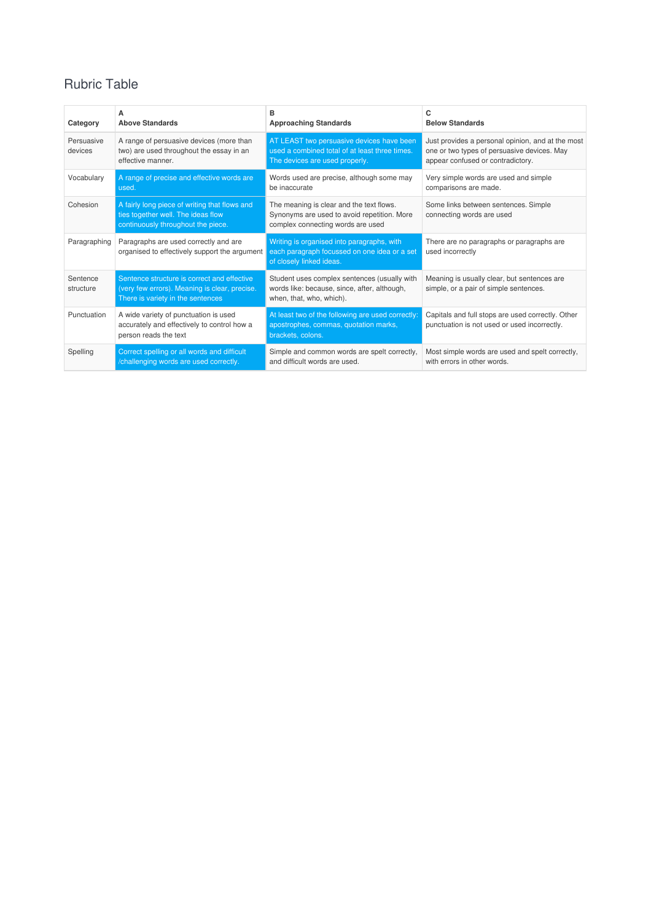## Rubric Table

| Category | A<br>Above Standards | B<br>Approaching Standards | C<br>Below Standards |
|---|---|---|---|
| Persuasive devices | A range of persuasive devices (more than two) are used throughout the essay in an effective manner. | AT LEAST two persuasive devices have been used a combined total of at least three times. The devices are used properly. | Just provides a personal opinion, and at the most one or two types of persuasive devices. May appear confused or contradictory. |
| Vocabulary | A range of precise and effective words are used. | Words used are precise, although some may be inaccurate | Very simple words are used and simple comparisons are made. |
| Cohesion | A fairly long piece of writing that flows and ties together well. The ideas flow continuously throughout the piece. | The meaning is clear and the text flows. Synonyms are used to avoid repetition. More complex connecting words are used | Some links between sentences. Simple connecting words are used |
| Paragraphing | Paragraphs are used correctly and are organised to effectively support the argument | Writing is organised into paragraphs, with each paragraph focussed on one idea or a set of closely linked ideas. | There are no paragraphs or paragraphs are used incorrectly |
| Sentence structure | Sentence structure is correct and effective (very few errors). Meaning is clear, precise. There is variety in the sentences | Student uses complex sentences (usually with words like: because, since, after, although, when, that, who, which). | Meaning is usually clear, but sentences are simple, or a pair of simple sentences. |
| Punctuation | A wide variety of punctuation is used accurately and effectively to control how a person reads the text | At least two of the following are used correctly: apostrophes, commas, quotation marks, brackets, colons. | Capitals and full stops are used correctly. Other punctuation is not used or used incorrectly. |
| Spelling | Correct spelling or all words and difficult /challenging words are used correctly. | Simple and common words are spelt correctly, and difficult words are used. | Most simple words are used and spelt correctly, with errors in other words. |